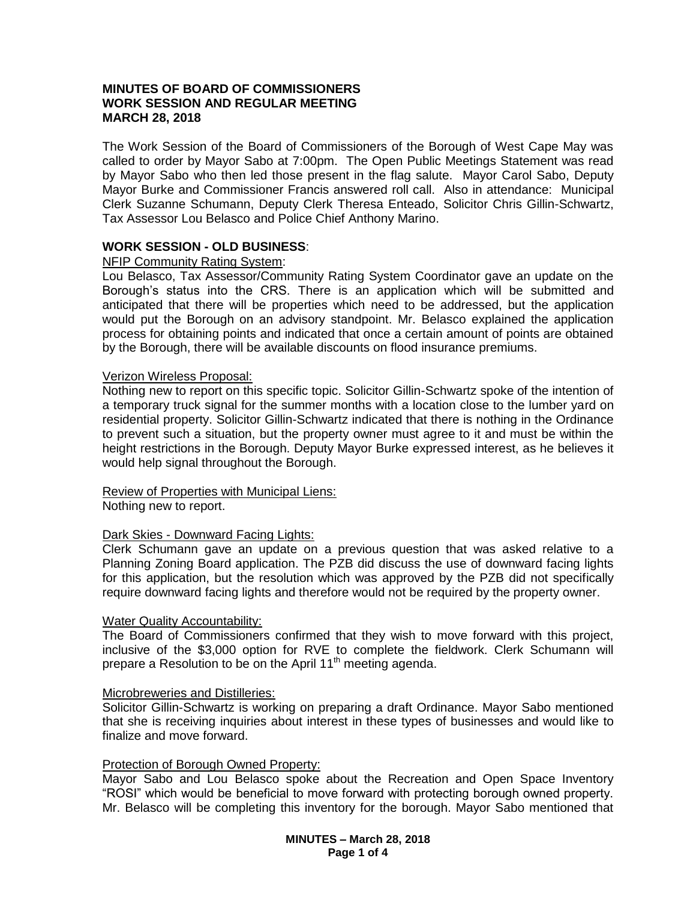**MINUTES OF BOARD OF COMMISSIONERS**
**WORK SESSION AND REGULAR MEETING**
**MARCH 28, 2018**

The Work Session of the Board of Commissioners of the Borough of West Cape May was called to order by Mayor Sabo at 7:00pm. The Open Public Meetings Statement was read by Mayor Sabo who then led those present in the flag salute. Mayor Carol Sabo, Deputy Mayor Burke and Commissioner Francis answered roll call. Also in attendance: Municipal Clerk Suzanne Schumann, Deputy Clerk Theresa Enteado, Solicitor Chris Gillin-Schwartz, Tax Assessor Lou Belasco and Police Chief Anthony Marino.

**WORK SESSION - OLD BUSINESS**:

NFIP Community Rating System:
Lou Belasco, Tax Assessor/Community Rating System Coordinator gave an update on the Borough's status into the CRS. There is an application which will be submitted and anticipated that there will be properties which need to be addressed, but the application would put the Borough on an advisory standpoint. Mr. Belasco explained the application process for obtaining points and indicated that once a certain amount of points are obtained by the Borough, there will be available discounts on flood insurance premiums.

Verizon Wireless Proposal:
Nothing new to report on this specific topic. Solicitor Gillin-Schwartz spoke of the intention of a temporary truck signal for the summer months with a location close to the lumber yard on residential property. Solicitor Gillin-Schwartz indicated that there is nothing in the Ordinance to prevent such a situation, but the property owner must agree to it and must be within the height restrictions in the Borough. Deputy Mayor Burke expressed interest, as he believes it would help signal throughout the Borough.

Review of Properties with Municipal Liens:
Nothing new to report.

Dark Skies - Downward Facing Lights:
Clerk Schumann gave an update on a previous question that was asked relative to a Planning Zoning Board application. The PZB did discuss the use of downward facing lights for this application, but the resolution which was approved by the PZB did not specifically require downward facing lights and therefore would not be required by the property owner.

Water Quality Accountability:
The Board of Commissioners confirmed that they wish to move forward with this project, inclusive of the $3,000 option for RVE to complete the fieldwork. Clerk Schumann will prepare a Resolution to be on the April 11th meeting agenda.

Microbreweries and Distilleries:
Solicitor Gillin-Schwartz is working on preparing a draft Ordinance. Mayor Sabo mentioned that she is receiving inquiries about interest in these types of businesses and would like to finalize and move forward.

Protection of Borough Owned Property:
Mayor Sabo and Lou Belasco spoke about the Recreation and Open Space Inventory "ROSI" which would be beneficial to move forward with protecting borough owned property. Mr. Belasco will be completing this inventory for the borough. Mayor Sabo mentioned that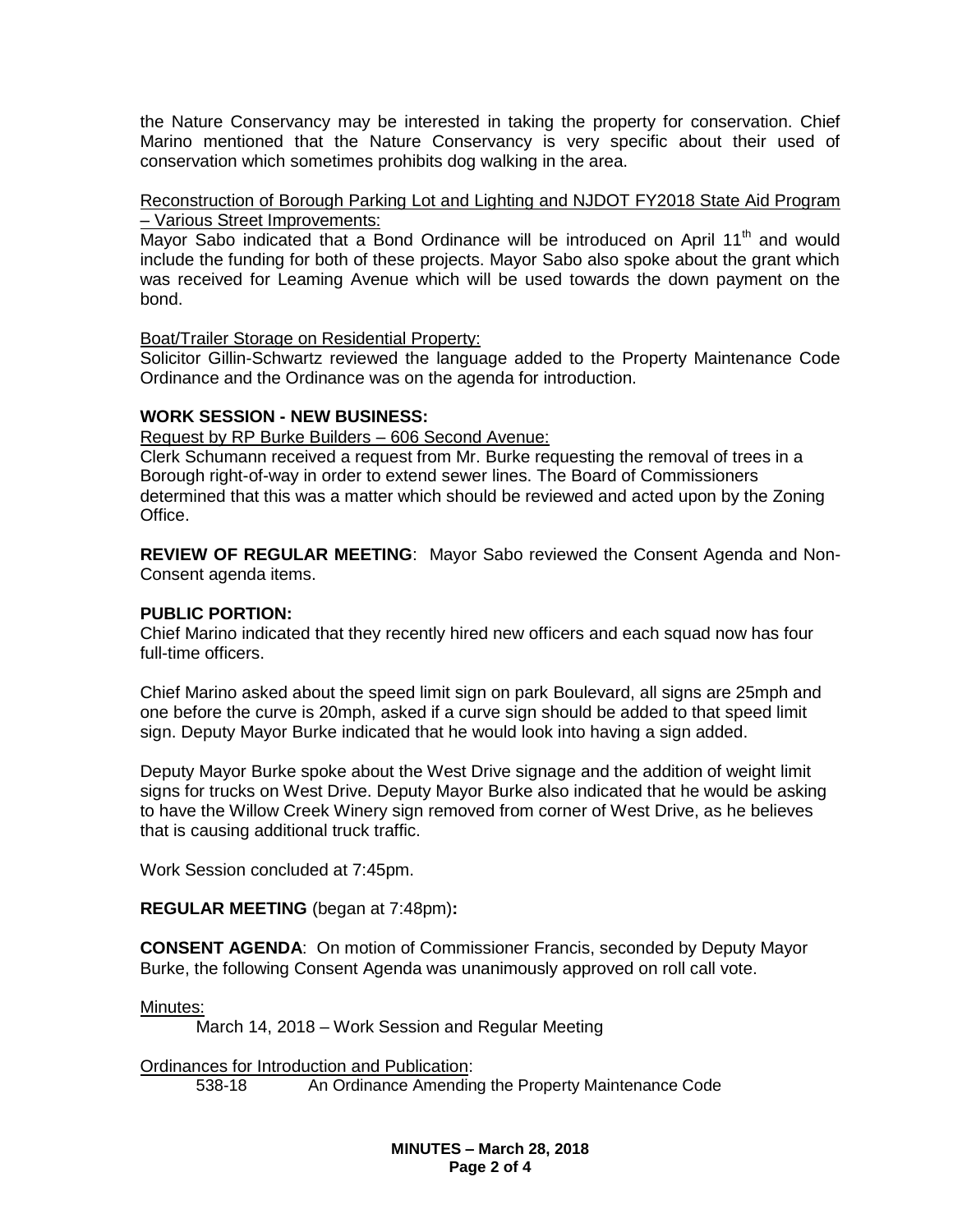the Nature Conservancy may be interested in taking the property for conservation. Chief Marino mentioned that the Nature Conservancy is very specific about their used of conservation which sometimes prohibits dog walking in the area.

Reconstruction of Borough Parking Lot and Lighting and NJDOT FY2018 State Aid Program – Various Street Improvements:

Mayor Sabo indicated that a Bond Ordinance will be introduced on April 11th and would include the funding for both of these projects. Mayor Sabo also spoke about the grant which was received for Leaming Avenue which will be used towards the down payment on the bond.

Boat/Trailer Storage on Residential Property:

Solicitor Gillin-Schwartz reviewed the language added to the Property Maintenance Code Ordinance and the Ordinance was on the agenda for introduction.

**WORK SESSION - NEW BUSINESS:**

Request by RP Burke Builders – 606 Second Avenue:

Clerk Schumann received a request from Mr. Burke requesting the removal of trees in a Borough right-of-way in order to extend sewer lines. The Board of Commissioners determined that this was a matter which should be reviewed and acted upon by the Zoning Office.

**REVIEW OF REGULAR MEETING**: Mayor Sabo reviewed the Consent Agenda and Non-Consent agenda items.

**PUBLIC PORTION:**

Chief Marino indicated that they recently hired new officers and each squad now has four full-time officers.

Chief Marino asked about the speed limit sign on park Boulevard, all signs are 25mph and one before the curve is 20mph, asked if a curve sign should be added to that speed limit sign. Deputy Mayor Burke indicated that he would look into having a sign added.

Deputy Mayor Burke spoke about the West Drive signage and the addition of weight limit signs for trucks on West Drive. Deputy Mayor Burke also indicated that he would be asking to have the Willow Creek Winery sign removed from corner of West Drive, as he believes that is causing additional truck traffic.

Work Session concluded at 7:45pm.

**REGULAR MEETING** (began at 7:48pm)**:**

**CONSENT AGENDA**: On motion of Commissioner Francis, seconded by Deputy Mayor Burke, the following Consent Agenda was unanimously approved on roll call vote.

Minutes:

March 14, 2018 – Work Session and Regular Meeting

Ordinances for Introduction and Publication:

538-18 An Ordinance Amending the Property Maintenance Code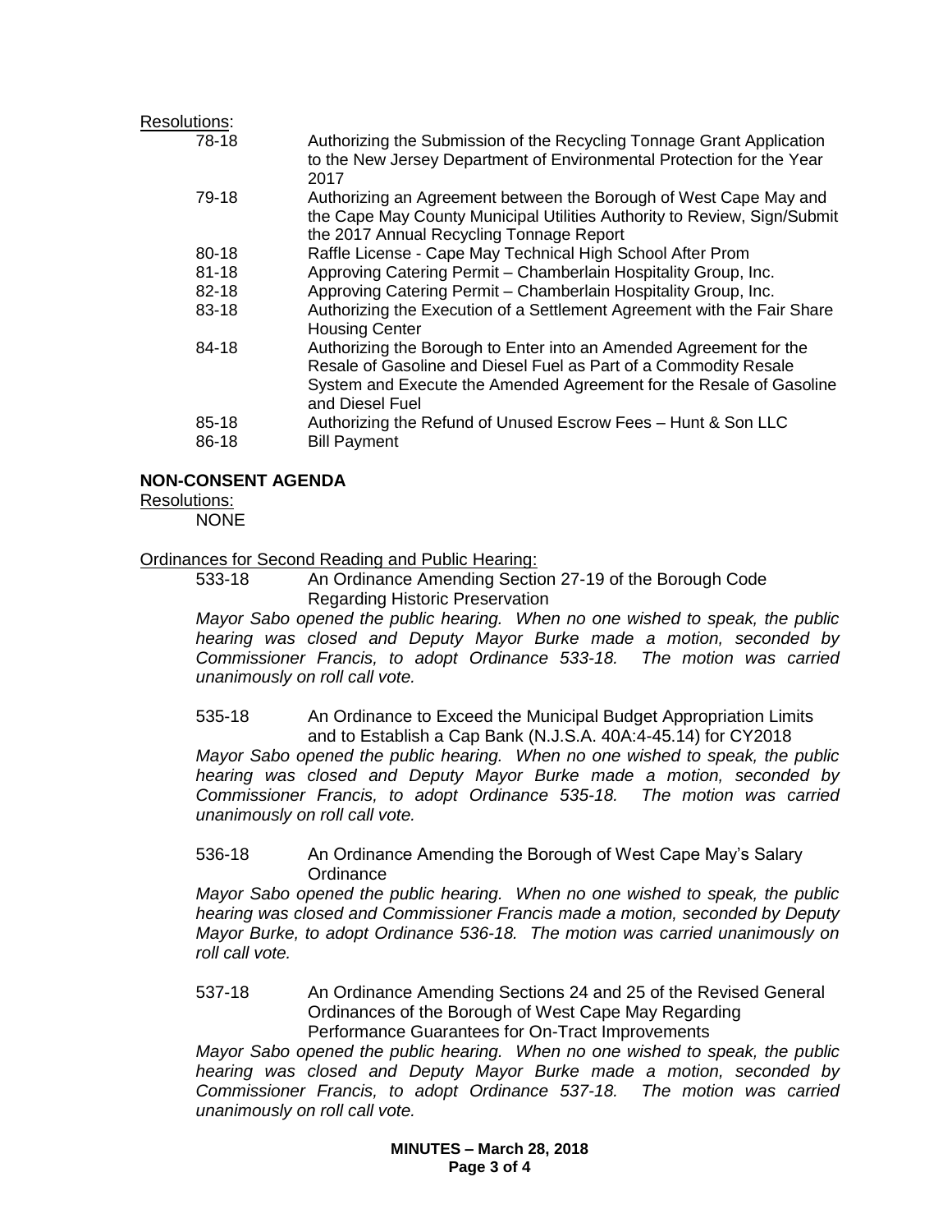Resolutions:

| | |
|---|---|
| 78-18 | Authorizing the Submission of the Recycling Tonnage Grant Application to the New Jersey Department of Environmental Protection for the Year 2017 |
| 79-18 | Authorizing an Agreement between the Borough of West Cape May and the Cape May County Municipal Utilities Authority to Review, Sign/Submit the 2017 Annual Recycling Tonnage Report |
| 80-18 | Raffle License - Cape May Technical High School After Prom |
| 81-18 | Approving Catering Permit – Chamberlain Hospitality Group, Inc. |
| 82-18 | Approving Catering Permit – Chamberlain Hospitality Group, Inc. |
| 83-18 | Authorizing the Execution of a Settlement Agreement with the Fair Share Housing Center |
| 84-18 | Authorizing the Borough to Enter into an Amended Agreement for the Resale of Gasoline and Diesel Fuel as Part of a Commodity Resale System and Execute the Amended Agreement for the Resale of Gasoline and Diesel Fuel |
| 85-18 | Authorizing the Refund of Unused Escrow Fees – Hunt & Son LLC |
| 86-18 | Bill Payment |

**NON-CONSENT AGENDA**

Resolutions:

NONE

Ordinances for Second Reading and Public Hearing:

533-18 An Ordinance Amending Section 27-19 of the Borough Code Regarding Historic Preservation

*Mayor Sabo opened the public hearing. When no one wished to speak, the public hearing was closed and Deputy Mayor Burke made a motion, seconded by Commissioner Francis, to adopt Ordinance 533-18. The motion was carried unanimously on roll call vote.*

535-18 An Ordinance to Exceed the Municipal Budget Appropriation Limits and to Establish a Cap Bank (N.J.S.A. 40A:4-45.14) for CY2018

*Mayor Sabo opened the public hearing. When no one wished to speak, the public hearing was closed and Deputy Mayor Burke made a motion, seconded by Commissioner Francis, to adopt Ordinance 535-18. The motion was carried unanimously on roll call vote.*

536-18 An Ordinance Amending the Borough of West Cape May's Salary Ordinance

*Mayor Sabo opened the public hearing. When no one wished to speak, the public hearing was closed and Commissioner Francis made a motion, seconded by Deputy Mayor Burke, to adopt Ordinance 536-18. The motion was carried unanimously on roll call vote.*

537-18 An Ordinance Amending Sections 24 and 25 of the Revised General Ordinances of the Borough of West Cape May Regarding Performance Guarantees for On-Tract Improvements

*Mayor Sabo opened the public hearing. When no one wished to speak, the public hearing was closed and Deputy Mayor Burke made a motion, seconded by Commissioner Francis, to adopt Ordinance 537-18. The motion was carried unanimously on roll call vote.*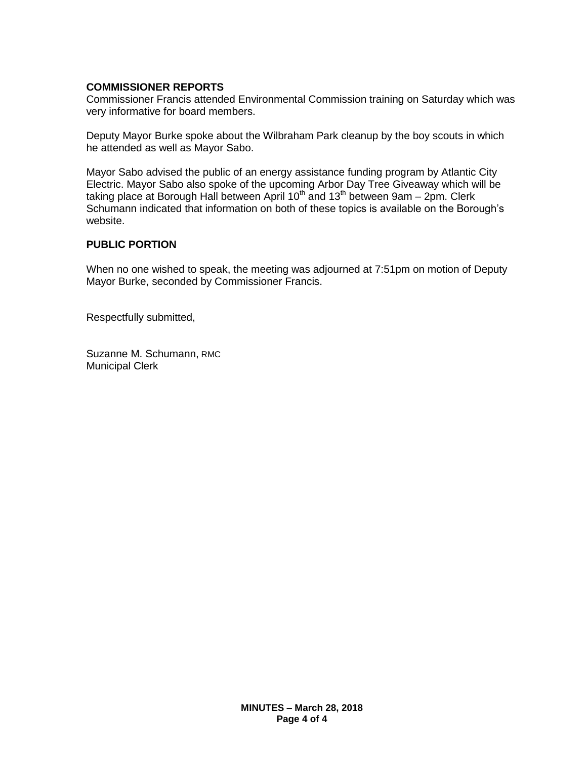**COMMISSIONER REPORTS**

Commissioner Francis attended Environmental Commission training on Saturday which was very informative for board members.

Deputy Mayor Burke spoke about the Wilbraham Park cleanup by the boy scouts in which he attended as well as Mayor Sabo.

Mayor Sabo advised the public of an energy assistance funding program by Atlantic City Electric. Mayor Sabo also spoke of the upcoming Arbor Day Tree Giveaway which will be taking place at Borough Hall between April 10th and 13th between 9am – 2pm. Clerk Schumann indicated that information on both of these topics is available on the Borough's website.

**PUBLIC PORTION**

When no one wished to speak, the meeting was adjourned at 7:51pm on motion of Deputy Mayor Burke, seconded by Commissioner Francis.

Respectfully submitted,

Suzanne M. Schumann, RMC
Municipal Clerk